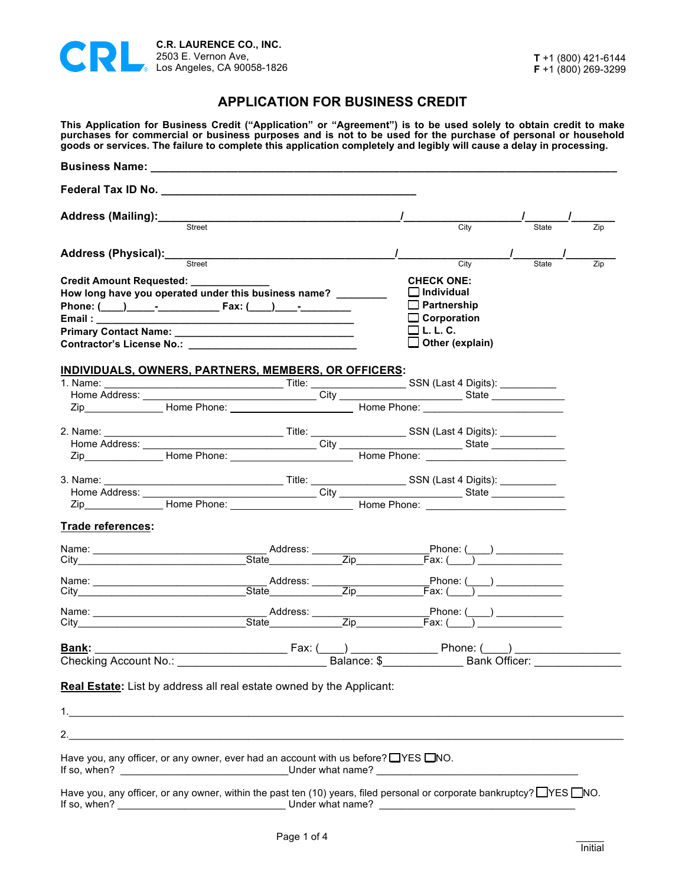**CRL**

**C.R. LAURENCE CO., INC.**
2503 E. Vernon Ave,
Los Angeles, CA 90058-1826

**T** +1 (800) 421-6144
**F** +1 (800) 269-3299

# APPLICATION FOR BUSINESS CREDIT

**This Application for Business Credit ("Application" or "Agreement") is to be used solely to obtain credit to make purchases for commercial or business purposes and is not to be used for the purchase of personal or household goods or services. The failure to complete this application completely and legibly will cause a delay in processing.**

**Business Name:** ______________________________________________________________

**Federal Tax ID No.** _________________________________

**Address (Mailing):**______________________________/______________/______/______
Street City State Zip

**Address (Physical):**______________________________/______________/______/______
Street City State Zip

**Credit Amount Requested:** __________
**How long have you operated under this business name?** ________
**Phone:** (____)_____-__________ **Fax:** (____)____-________
**Email :** __________________________________
**Primary Contact Name:** ________________________
**Contractor's License No.:** _______________________

**CHECK ONE:**
- ☐ **Individual**
- ☐ **Partnership**
- ☐ **Corporation**
- ☐ **L. L. C.**
- ☐ **Other (explain)**

## INDIVIDUALS, OWNERS, PARTNERS, MEMBERS, OR OFFICERS:

1. Name: ___________________________ Title: _______________ SSN (Last 4 Digits): _________
   Home Address: __________________________ City ___________________ State ___________
   Zip_____________ Home Phone: __________________ Home Phone: ______________________

2. Name: ___________________________ Title: _______________ SSN (Last 4 Digits): _________
   Home Address: __________________________ City ___________________ State ___________
   Zip_____________ Home Phone: __________________ Home Phone: ______________________

3. Name: ___________________________ Title: _______________ SSN (Last 4 Digits): _________
   Home Address: __________________________ City ___________________ State ___________
   Zip_____________ Home Phone: __________________ Home Phone: ______________________

## Trade references:

Name: ___________________________ Address: __________________Phone: (____) ___________
City_______________________State_____________Zip___________Fax: (____) _____________

Name: ___________________________ Address: __________________Phone: (____) ___________
City_______________________State_____________Zip___________Fax: (____) _____________

Name: ___________________________ Address: __________________Phone: (____) ___________
City_______________________State_____________Zip___________Fax: (____) _____________

**Bank:** _____________________________ Fax: (____) _____________ Phone: (____) _______________
Checking Account No.: ______________________ Balance: $____________ Bank Officer: _____________

**Real Estate**: List by address all real estate owned by the Applicant:

1.______________________________________________________________________________

2.______________________________________________________________________________

Have you, any officer, or any owner, ever had an account with us before? ☐YES ☐NO.
If so, when? __________________________Under what name? _______________________________

Have you, any officer, or any owner, within the past ten (10) years, filed personal or corporate bankruptcy? ☐YES ☐NO.
If so, when? __________________________ Under what name? _______________________________

_____
Initial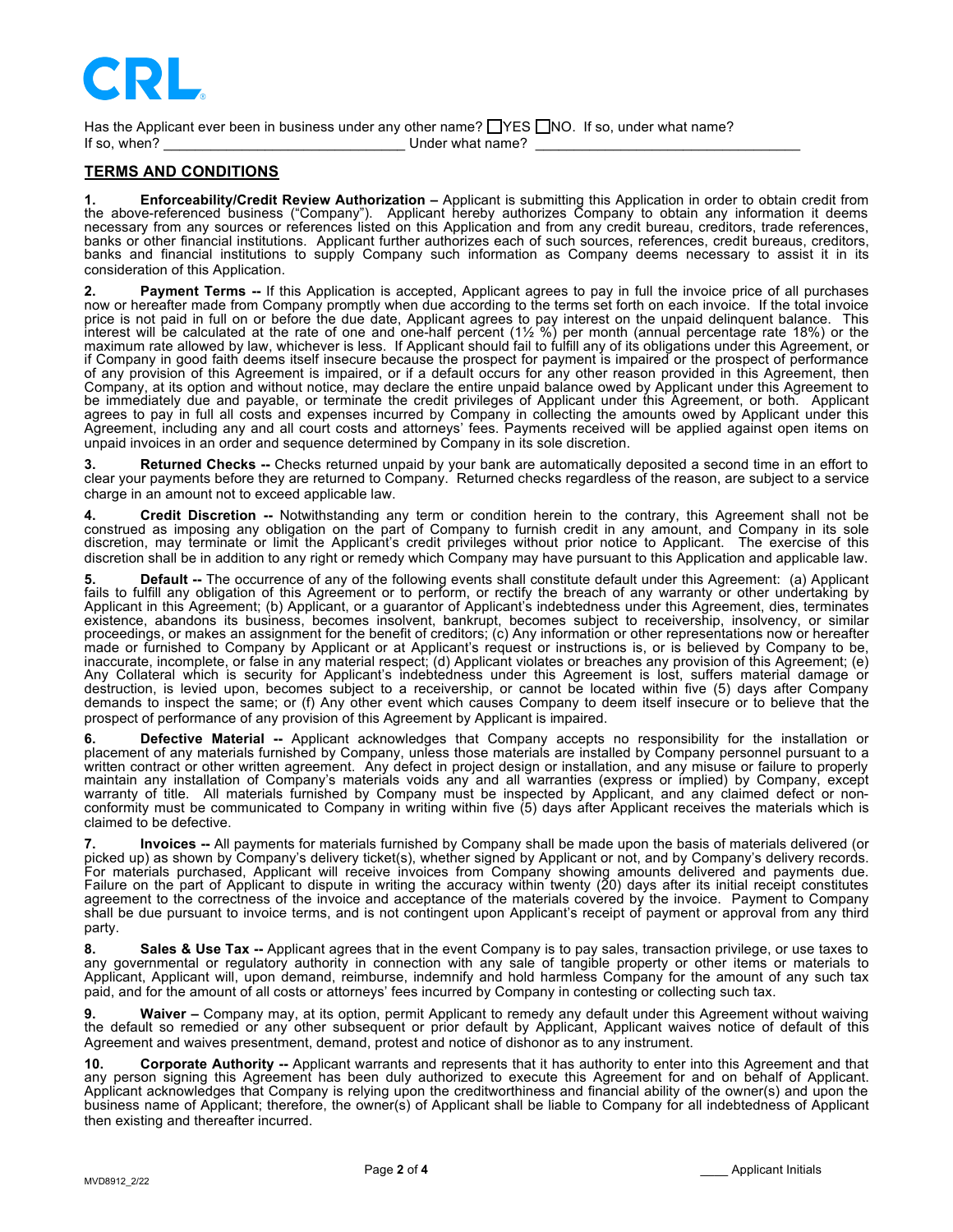CRL

Has the Applicant ever been in business under any other name? ☐YES ☐NO. If so, under what name?
If so, when? ______________________________ Under what name? __________________________________

## TERMS AND CONDITIONS

**1. Enforceability/Credit Review Authorization –** Applicant is submitting this Application in order to obtain credit from the above-referenced business ("Company"). Applicant hereby authorizes Company to obtain any information it deems necessary from any sources or references listed on this Application and from any credit bureau, creditors, trade references, banks or other financial institutions. Applicant further authorizes each of such sources, references, credit bureaus, creditors, banks and financial institutions to supply Company such information as Company deems necessary to assist it in its consideration of this Application.

**2. Payment Terms --** If this Application is accepted, Applicant agrees to pay in full the invoice price of all purchases now or hereafter made from Company promptly when due according to the terms set forth on each invoice. If the total invoice price is not paid in full on or before the due date, Applicant agrees to pay interest on the unpaid delinquent balance. This interest will be calculated at the rate of one and one-half percent (1½ %) per month (annual percentage rate 18%) or the maximum rate allowed by law, whichever is less. If Applicant should fail to fulfill any of its obligations under this Agreement, or if Company in good faith deems itself insecure because the prospect for payment is impaired or the prospect of performance of any provision of this Agreement is impaired, or if a default occurs for any other reason provided in this Agreement, then Company, at its option and without notice, may declare the entire unpaid balance owed by Applicant under this Agreement to be immediately due and payable, or terminate the credit privileges of Applicant under this Agreement, or both. Applicant agrees to pay in full all costs and expenses incurred by Company in collecting the amounts owed by Applicant under this Agreement, including any and all court costs and attorneys' fees. Payments received will be applied against open items on unpaid invoices in an order and sequence determined by Company in its sole discretion.

**3. Returned Checks --** Checks returned unpaid by your bank are automatically deposited a second time in an effort to clear your payments before they are returned to Company. Returned checks regardless of the reason, are subject to a service charge in an amount not to exceed applicable law.

**4. Credit Discretion --** Notwithstanding any term or condition herein to the contrary, this Agreement shall not be construed as imposing any obligation on the part of Company to furnish credit in any amount, and Company in its sole discretion, may terminate or limit the Applicant's credit privileges without prior notice to Applicant. The exercise of this discretion shall be in addition to any right or remedy which Company may have pursuant to this Application and applicable law.

**5. Default --** The occurrence of any of the following events shall constitute default under this Agreement: (a) Applicant fails to fulfill any obligation of this Agreement or to perform, or rectify the breach of any warranty or other undertaking by Applicant in this Agreement; (b) Applicant, or a guarantor of Applicant's indebtedness under this Agreement, dies, terminates existence, abandons its business, becomes insolvent, bankrupt, becomes subject to receivership, insolvency, or similar proceedings, or makes an assignment for the benefit of creditors; (c) Any information or other representations now or hereafter made or furnished to Company by Applicant or at Applicant's request or instructions is, or is believed by Company to be, inaccurate, incomplete, or false in any material respect; (d) Applicant violates or breaches any provision of this Agreement; (e) Any Collateral which is security for Applicant's indebtedness under this Agreement is lost, suffers material damage or destruction, is levied upon, becomes subject to a receivership, or cannot be located within five (5) days after Company demands to inspect the same; or (f) Any other event which causes Company to deem itself insecure or to believe that the prospect of performance of any provision of this Agreement by Applicant is impaired.

**6. Defective Material --** Applicant acknowledges that Company accepts no responsibility for the installation or placement of any materials furnished by Company, unless those materials are installed by Company personnel pursuant to a written contract or other written agreement. Any defect in project design or installation, and any misuse or failure to properly maintain any installation of Company's materials voids any and all warranties (express or implied) by Company, except warranty of title. All materials furnished by Company must be inspected by Applicant, and any claimed defect or non-conformity must be communicated to Company in writing within five (5) days after Applicant receives the materials which is claimed to be defective.

**7. Invoices --** All payments for materials furnished by Company shall be made upon the basis of materials delivered (or picked up) as shown by Company's delivery ticket(s), whether signed by Applicant or not, and by Company's delivery records. For materials purchased, Applicant will receive invoices from Company showing amounts delivered and payments due. Failure on the part of Applicant to dispute in writing the accuracy within twenty (20) days after its initial receipt constitutes agreement to the correctness of the invoice and acceptance of the materials covered by the invoice. Payment to Company shall be due pursuant to invoice terms, and is not contingent upon Applicant's receipt of payment or approval from any third party.

**8. Sales & Use Tax --** Applicant agrees that in the event Company is to pay sales, transaction privilege, or use taxes to any governmental or regulatory authority in connection with any sale of tangible property or other items or materials to Applicant, Applicant will, upon demand, reimburse, indemnify and hold harmless Company for the amount of any such tax paid, and for the amount of all costs or attorneys' fees incurred by Company in contesting or collecting such tax.

**9. Waiver –** Company may, at its option, permit Applicant to remedy any default under this Agreement without waiving the default so remedied or any other subsequent or prior default by Applicant, Applicant waives notice of default of this Agreement and waives presentment, demand, protest and notice of dishonor as to any instrument.

**10. Corporate Authority --** Applicant warrants and represents that it has authority to enter into this Agreement and that any person signing this Agreement has been duly authorized to execute this Agreement for and on behalf of Applicant. Applicant acknowledges that Company is relying upon the creditworthiness and financial ability of the owner(s) and upon the business name of Applicant; therefore, the owner(s) of Applicant shall be liable to Company for all indebtedness of Applicant then existing and thereafter incurred.

____ Applicant Initials

MVD8912_2/22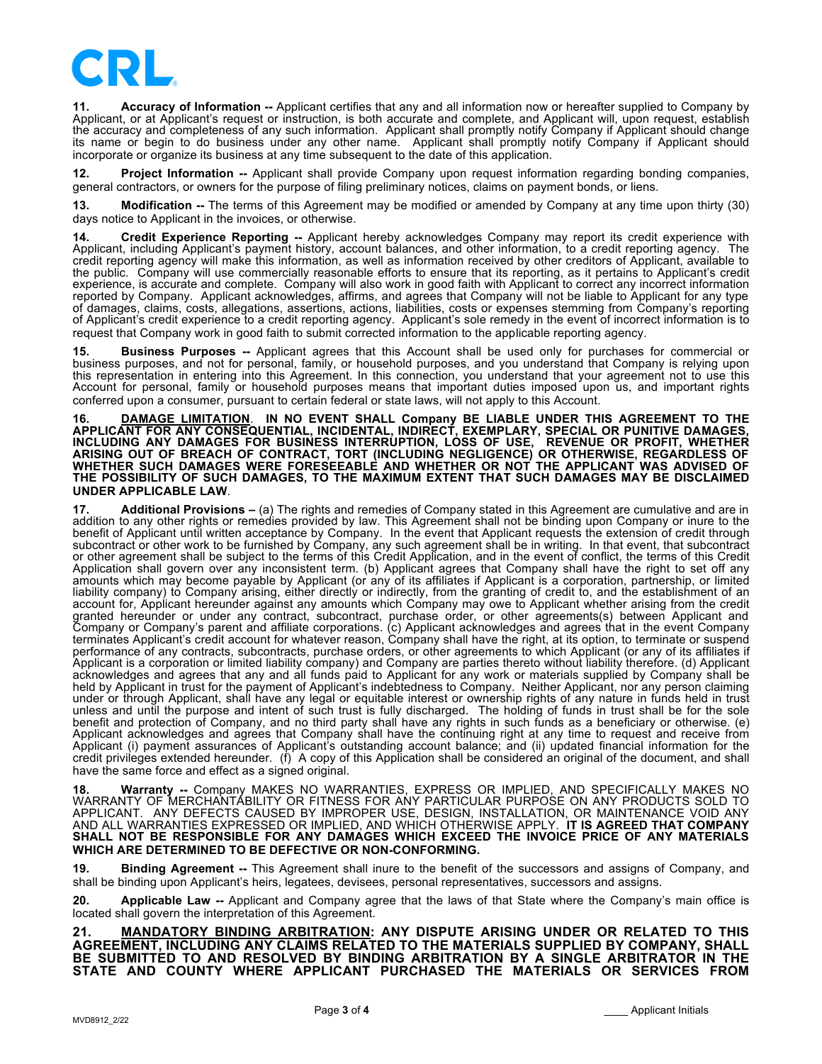CRL

**11. Accuracy of Information --** Applicant certifies that any and all information now or hereafter supplied to Company by Applicant, or at Applicant's request or instruction, is both accurate and complete, and Applicant will, upon request, establish the accuracy and completeness of any such information. Applicant shall promptly notify Company if Applicant should change its name or begin to do business under any other name. Applicant shall promptly notify Company if Applicant should incorporate or organize its business at any time subsequent to the date of this application.

**12. Project Information --** Applicant shall provide Company upon request information regarding bonding companies, general contractors, or owners for the purpose of filing preliminary notices, claims on payment bonds, or liens.

**13. Modification --** The terms of this Agreement may be modified or amended by Company at any time upon thirty (30) days notice to Applicant in the invoices, or otherwise.

**14. Credit Experience Reporting --** Applicant hereby acknowledges Company may report its credit experience with Applicant, including Applicant's payment history, account balances, and other information, to a credit reporting agency. The credit reporting agency will make this information, as well as information received by other creditors of Applicant, available to the public. Company will use commercially reasonable efforts to ensure that its reporting, as it pertains to Applicant's credit experience, is accurate and complete. Company will also work in good faith with Applicant to correct any incorrect information reported by Company. Applicant acknowledges, affirms, and agrees that Company will not be liable to Applicant for any type of damages, claims, costs, allegations, assertions, actions, liabilities, costs or expenses stemming from Company's reporting of Applicant's credit experience to a credit reporting agency. Applicant's sole remedy in the event of incorrect information is to request that Company work in good faith to submit corrected information to the applicable reporting agency.

**15. Business Purposes --** Applicant agrees that this Account shall be used only for purchases for commercial or business purposes, and not for personal, family, or household purposes, and you understand that Company is relying upon this representation in entering into this Agreement. In this connection, you understand that your agreement not to use this Account for personal, family or household purposes means that important duties imposed upon us, and important rights conferred upon a consumer, pursuant to certain federal or state laws, will not apply to this Account.

**16. <u>DAMAGE LIMITATION</u>. IN NO EVENT SHALL Company BE LIABLE UNDER THIS AGREEMENT TO THE APPLICANT FOR ANY CONSEQUENTIAL, INCIDENTAL, INDIRECT, EXEMPLARY, SPECIAL OR PUNITIVE DAMAGES, INCLUDING ANY DAMAGES FOR BUSINESS INTERRUPTION, LOSS OF USE, REVENUE OR PROFIT, WHETHER ARISING OUT OF BREACH OF CONTRACT, TORT (INCLUDING NEGLIGENCE) OR OTHERWISE, REGARDLESS OF WHETHER SUCH DAMAGES WERE FORESEEABLE AND WHETHER OR NOT THE APPLICANT WAS ADVISED OF THE POSSIBILITY OF SUCH DAMAGES, TO THE MAXIMUM EXTENT THAT SUCH DAMAGES MAY BE DISCLAIMED UNDER APPLICABLE LAW**.

**17. Additional Provisions –** (a) The rights and remedies of Company stated in this Agreement are cumulative and are in addition to any other rights or remedies provided by law. This Agreement shall not be binding upon Company or inure to the benefit of Applicant until written acceptance by Company. In the event that Applicant requests the extension of credit through subcontract or other work to be furnished by Company, any such agreement shall be in writing. In that event, that subcontract or other agreement shall be subject to the terms of this Credit Application, and in the event of conflict, the terms of this Credit Application shall govern over any inconsistent term. (b) Applicant agrees that Company shall have the right to set off any amounts which may become payable by Applicant (or any of its affiliates if Applicant is a corporation, partnership, or limited liability company) to Company arising, either directly or indirectly, from the granting of credit to, and the establishment of an account for, Applicant hereunder against any amounts which Company may owe to Applicant whether arising from the credit granted hereunder or under any contract, subcontract, purchase order, or other agreements(s) between Applicant and Company or Company's parent and affiliate corporations. (c) Applicant acknowledges and agrees that in the event Company terminates Applicant's credit account for whatever reason, Company shall have the right, at its option, to terminate or suspend performance of any contracts, subcontracts, purchase orders, or other agreements to which Applicant (or any of its affiliates if Applicant is a corporation or limited liability company) and Company are parties thereto without liability therefore. (d) Applicant acknowledges and agrees that any and all funds paid to Applicant for any work or materials supplied by Company shall be held by Applicant in trust for the payment of Applicant's indebtedness to Company. Neither Applicant, nor any person claiming under or through Applicant, shall have any legal or equitable interest or ownership rights of any nature in funds held in trust unless and until the purpose and intent of such trust is fully discharged. The holding of funds in trust shall be for the sole benefit and protection of Company, and no third party shall have any rights in such funds as a beneficiary or otherwise. (e) Applicant acknowledges and agrees that Company shall have the continuing right at any time to request and receive from Applicant (i) payment assurances of Applicant's outstanding account balance; and (ii) updated financial information for the credit privileges extended hereunder. (f) A copy of this Application shall be considered an original of the document, and shall have the same force and effect as a signed original.

**18. Warranty --** Company MAKES NO WARRANTIES, EXPRESS OR IMPLIED, AND SPECIFICALLY MAKES NO WARRANTY OF MERCHANTABILITY OR FITNESS FOR ANY PARTICULAR PURPOSE ON ANY PRODUCTS SOLD TO APPLICANT. ANY DEFECTS CAUSED BY IMPROPER USE, DESIGN, INSTALLATION, OR MAINTENANCE VOID ANY AND ALL WARRANTIES EXPRESSED OR IMPLIED, AND WHICH OTHERWISE APPLY. **IT IS AGREED THAT COMPANY SHALL NOT BE RESPONSIBLE FOR ANY DAMAGES WHICH EXCEED THE INVOICE PRICE OF ANY MATERIALS WHICH ARE DETERMINED TO BE DEFECTIVE OR NON-CONFORMING.**

**19. Binding Agreement --** This Agreement shall inure to the benefit of the successors and assigns of Company, and shall be binding upon Applicant's heirs, legatees, devisees, personal representatives, successors and assigns.

**20. Applicable Law --** Applicant and Company agree that the laws of that State where the Company's main office is located shall govern the interpretation of this Agreement.

**21. <u>MANDATORY BINDING ARBITRATION</u>: ANY DISPUTE ARISING UNDER OR RELATED TO THIS AGREEMENT, INCLUDING ANY CLAIMS RELATED TO THE MATERIALS SUPPLIED BY COMPANY, SHALL BE SUBMITTED TO AND RESOLVED BY BINDING ARBITRATION BY A SINGLE ARBITRATOR IN THE STATE AND COUNTY WHERE APPLICANT PURCHASED THE MATERIALS OR SERVICES FROM**

____ Applicant Initials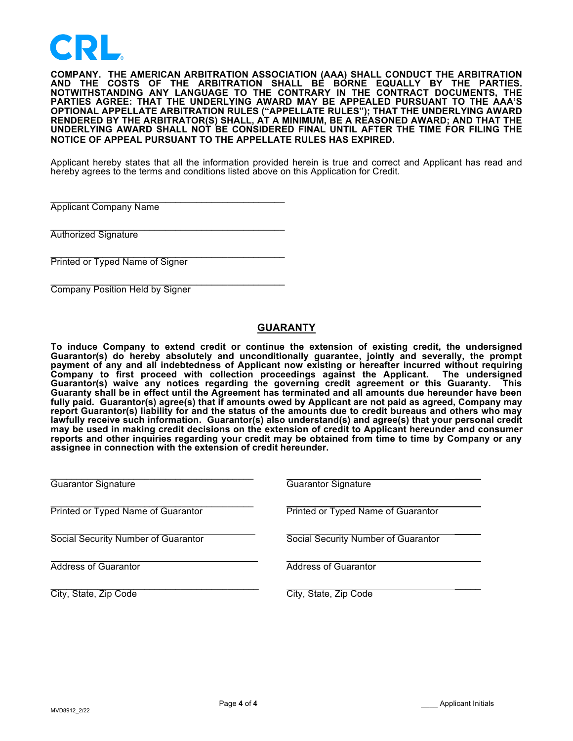**COMPANY. THE AMERICAN ARBITRATION ASSOCIATION (AAA) SHALL CONDUCT THE ARBITRATION AND THE COSTS OF THE ARBITRATION SHALL BE BORNE EQUALLY BY THE PARTIES. NOTWITHSTANDING ANY LANGUAGE TO THE CONTRARY IN THE CONTRACT DOCUMENTS, THE PARTIES AGREE: THAT THE UNDERLYING AWARD MAY BE APPEALED PURSUANT TO THE AAA'S OPTIONAL APPELLATE ARBITRATION RULES ("APPELLATE RULES"); THAT THE UNDERLYING AWARD RENDERED BY THE ARBITRATOR(S) SHALL, AT A MINIMUM, BE A REASONED AWARD; AND THAT THE UNDERLYING AWARD SHALL NOT BE CONSIDERED FINAL UNTIL AFTER THE TIME FOR FILING THE NOTICE OF APPEAL PURSUANT TO THE APPELLATE RULES HAS EXPIRED.**

Applicant hereby states that all the information provided herein is true and correct and Applicant has read and hereby agrees to the terms and conditions listed above on this Application for Credit.

______________________________________________
Applicant Company Name

______________________________________________
Authorized Signature

______________________________________________
Printed or Typed Name of Signer

______________________________________________
Company Position Held by Signer

## GUARANTY

**To induce Company to extend credit or continue the extension of existing credit, the undersigned Guarantor(s) do hereby absolutely and unconditionally guarantee, jointly and severally, the prompt payment of any and all indebtedness of Applicant now existing or hereafter incurred without requiring Company to first proceed with collection proceedings against the Applicant. The undersigned Guarantor(s) waive any notices regarding the governing credit agreement or this Guaranty. This Guaranty shall be in effect until the Agreement has terminated and all amounts due hereunder have been fully paid. Guarantor(s) agree(s) that if amounts owed by Applicant are not paid as agreed, Company may report Guarantor(s) liability for and the status of the amounts due to credit bureaus and others who may lawfully receive such information. Guarantor(s) also understand(s) and agree(s) that your personal credit may be used in making credit decisions on the extension of credit to Applicant hereunder and consumer reports and other inquiries regarding your credit may be obtained from time to time by Company or any assignee in connection with the extension of credit hereunder.**

______________________________________________
Guarantor Signature

______________________________________________
Printed or Typed Name of Guarantor

______________________________________________
Social Security Number of Guarantor

______________________________________________
Address of Guarantor

______________________________________________
City, State, Zip Code

______________________________________________
Guarantor Signature

______________________________________________
Printed or Typed Name of Guarantor

______________________________________________
Social Security Number of Guarantor

______________________________________________
Address of Guarantor

______________________________________________
City, State, Zip Code

MVD8912_2/22

____ Applicant Initials